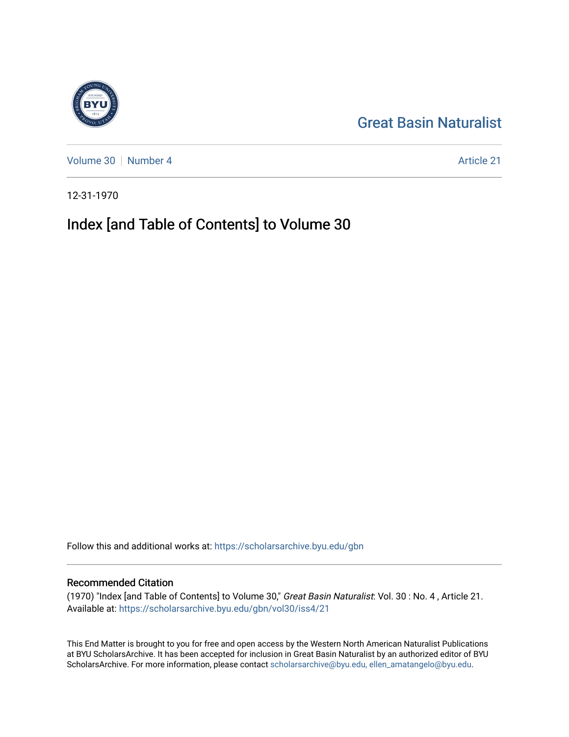Great Basin Naturalist

Volume 30 | Number 4

Article 21

12-31-1970

# Index [and Table of Contents] to Volume 30

Follow this and additional works at: https://scholarsarchive.byu.edu/gbn

## Recommended Citation

(1970) "Index [and Table of Contents] to Volume 30," *Great Basin Naturalist*: Vol. 30 : No. 4 , Article 21.
Available at: https://scholarsarchive.byu.edu/gbn/vol30/iss4/21

This End Matter is brought to you for free and open access by the Western North American Naturalist Publications at BYU ScholarsArchive. It has been accepted for inclusion in Great Basin Naturalist by an authorized editor of BYU ScholarsArchive. For more information, please contact scholarsarchive@byu.edu, ellen_amatangelo@byu.edu.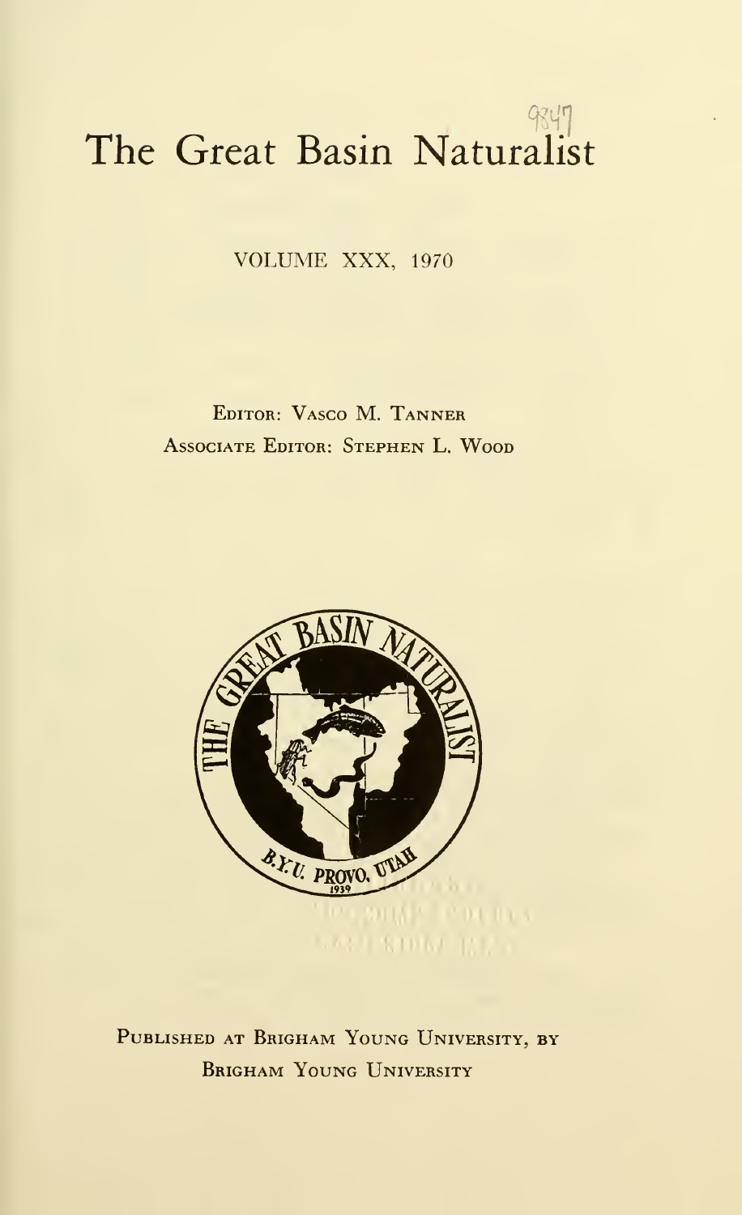# The Great Basin Naturalist

VOLUME XXX, 1970

EDITOR: VASCO M. TANNER
ASSOCIATE EDITOR: STEPHEN L. WOOD

PUBLISHED AT BRIGHAM YOUNG UNIVERSITY, BY
BRIGHAM YOUNG UNIVERSITY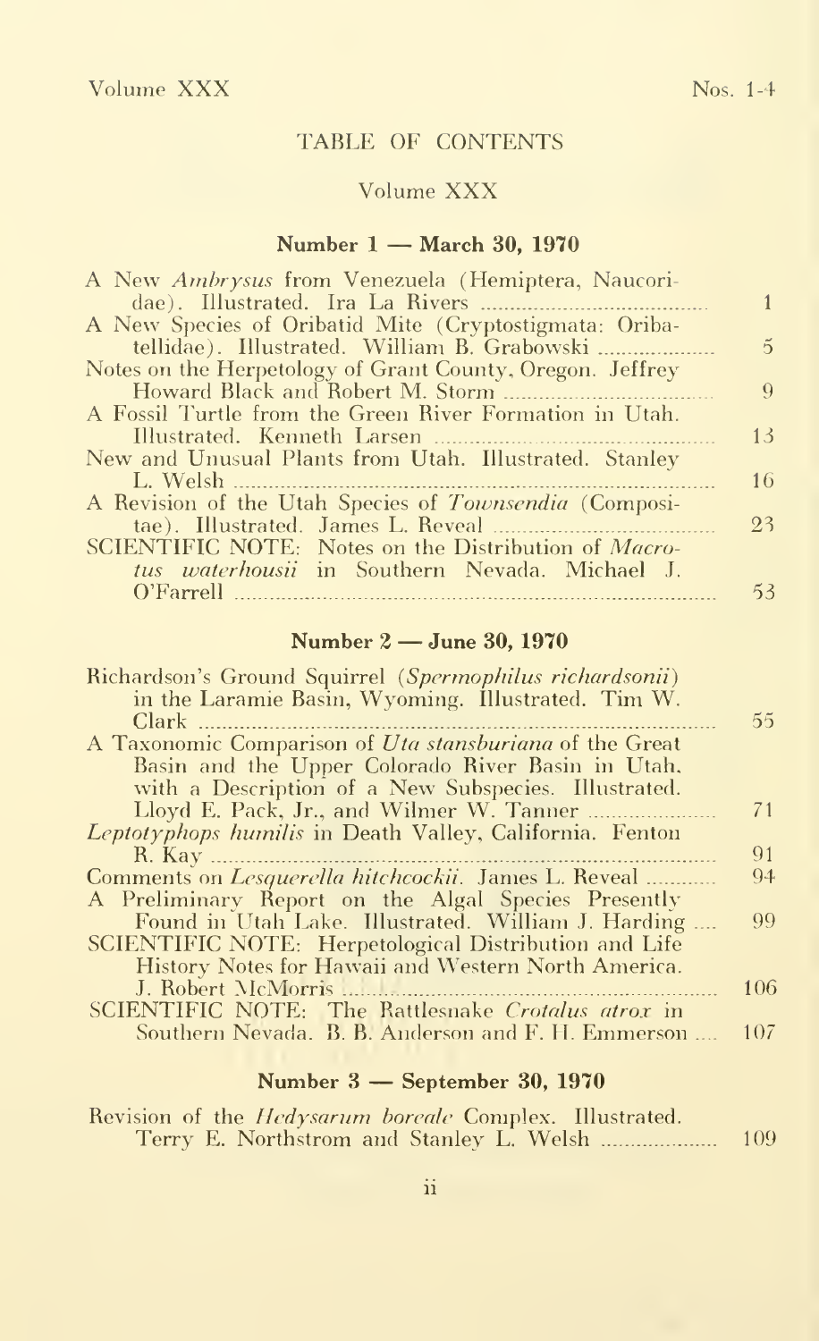Volume XXX Nos. 1-4

## TABLE OF CONTENTS

### Volume XXX

### Number 1 — March 30, 1970

A New *Ambrysus* from Venezuela (Hemiptera, Naucoridae). Illustrated. Ira La Rivers ........ 1

A New Species of Oribatid Mite (Cryptostigmata: Oribatellidae). Illustrated. William B. Grabowski ........ 5

Notes on the Herpetology of Grant County, Oregon. Jeffrey Howard Black and Robert M. Storm ........ 9

A Fossil Turtle from the Green River Formation in Utah. Illustrated. Kenneth Larsen ........ 13

New and Unusual Plants from Utah. Illustrated. Stanley L. Welsh ........ 16

A Revision of the Utah Species of *Townsendia* (Compositae). Illustrated. James L. Reveal ........ 23

SCIENTIFIC NOTE: Notes on the Distribution of *Macrotus waterhousii* in Southern Nevada. Michael J. O'Farrell ........ 53

### Number 2 — June 30, 1970

Richardson's Ground Squirrel (*Spermophilus richardsonii*) in the Laramie Basin, Wyoming. Illustrated. Tim W. Clark ........ 55

A Taxonomic Comparison of *Uta stansburiana* of the Great Basin and the Upper Colorado River Basin in Utah, with a Description of a New Subspecies. Illustrated. Lloyd E. Pack, Jr., and Wilmer W. Tanner ........ 71

*Leptotyphops humilis* in Death Valley, California. Fenton R. Kay ........ 91

Comments on *Lesquerella hitchcockii*. James L. Reveal ........ 94

A Preliminary Report on the Algal Species Presently Found in Utah Lake. Illustrated. William J. Harding ........ 99

SCIENTIFIC NOTE: Herpetological Distribution and Life History Notes for Hawaii and Western North America. J. Robert McMorris ........ 106

SCIENTIFIC NOTE: The Rattlesnake *Crotalus atrox* in Southern Nevada. B. B. Anderson and F. H. Emmerson ........ 107

### Number 3 — September 30, 1970

Revision of the *Hedysarum boreale* Complex. Illustrated. Terry E. Northstrom and Stanley L. Welsh ........ 109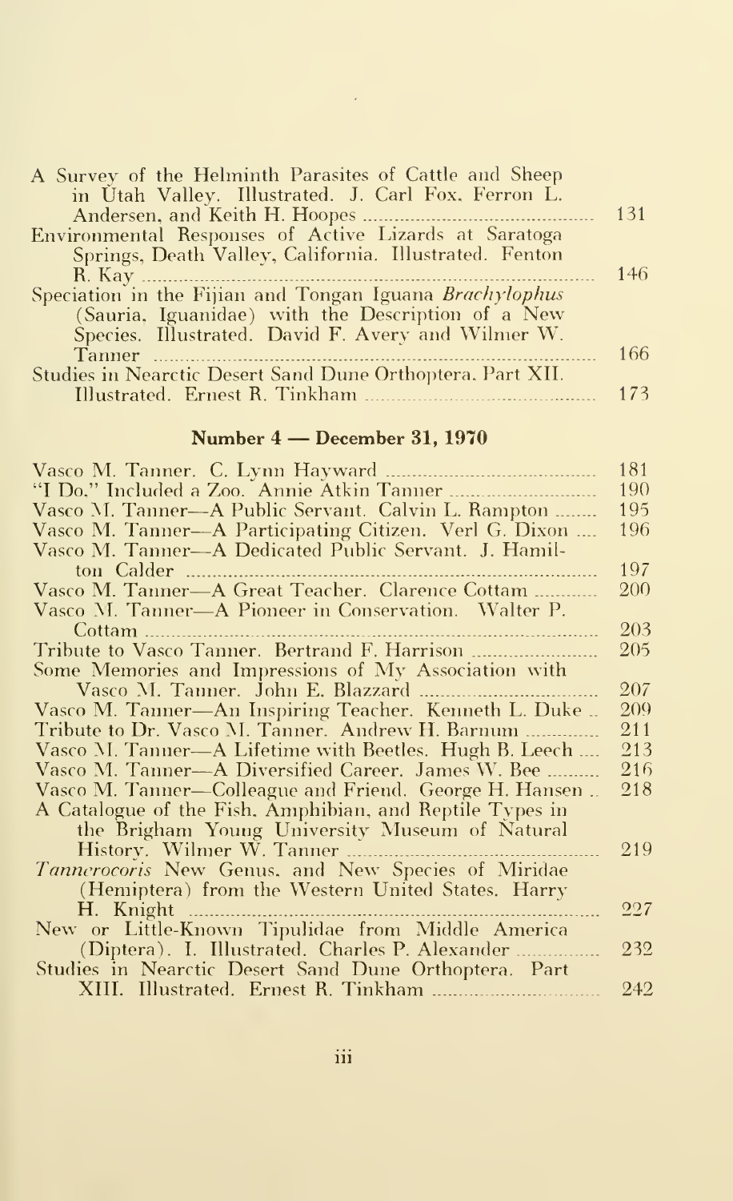A Survey of the Helminth Parasites of Cattle and Sheep in Utah Valley. Illustrated. J. Carl Fox, Ferron L. Andersen, and Keith H. Hoopes ..... 131

Environmental Responses of Active Lizards at Saratoga Springs, Death Valley, California. Illustrated. Fenton R. Kay ..... 146

Speciation in the Fijian and Tongan Iguana *Brachylophus* (Sauria, Iguanidae) with the Description of a New Species. Illustrated. David F. Avery and Wilmer W. Tanner ..... 166

Studies in Nearctic Desert Sand Dune Orthoptera. Part XII. Illustrated. Ernest R. Tinkham ..... 173

## Number 4 — December 31, 1970

Vasco M. Tanner. C. Lynn Hayward ..... 181

"I Do," Included a Zoo. Annie Atkin Tanner ..... 190

Vasco M. Tanner—A Public Servant. Calvin L. Rampton ..... 195

Vasco M. Tanner—A Participating Citizen. Verl G. Dixon ..... 196

Vasco M. Tanner—A Dedicated Public Servant. J. Hamilton Calder ..... 197

Vasco M. Tanner—A Great Teacher. Clarence Cottam ..... 200

Vasco M. Tanner—A Pioneer in Conservation. Walter P. Cottam ..... 203

Tribute to Vasco Tanner. Bertrand F. Harrison ..... 205

Some Memories and Impressions of My Association with Vasco M. Tanner. John E. Blazzard ..... 207

Vasco M. Tanner—An Inspiring Teacher. Kenneth L. Duke ..... 209

Tribute to Dr. Vasco M. Tanner. Andrew H. Barnum ..... 211

Vasco M. Tanner—A Lifetime with Beetles. Hugh B. Leech ..... 213

Vasco M. Tanner—A Diversified Career. James W. Bee ..... 216

Vasco M. Tanner—Colleague and Friend. George H. Hansen ..... 218

A Catalogue of the Fish, Amphibian, and Reptile Types in the Brigham Young University Museum of Natural History. Wilmer W. Tanner ..... 219

*Tannerocoris* New Genus, and New Species of Miridae (Hemiptera) from the Western United States. Harry H. Knight ..... 227

New or Little-Known Tipulidae from Middle America (Diptera). I. Illustrated. Charles P. Alexander ..... 232

Studies in Nearctic Desert Sand Dune Orthoptera. Part XIII. Illustrated. Ernest R. Tinkham ..... 242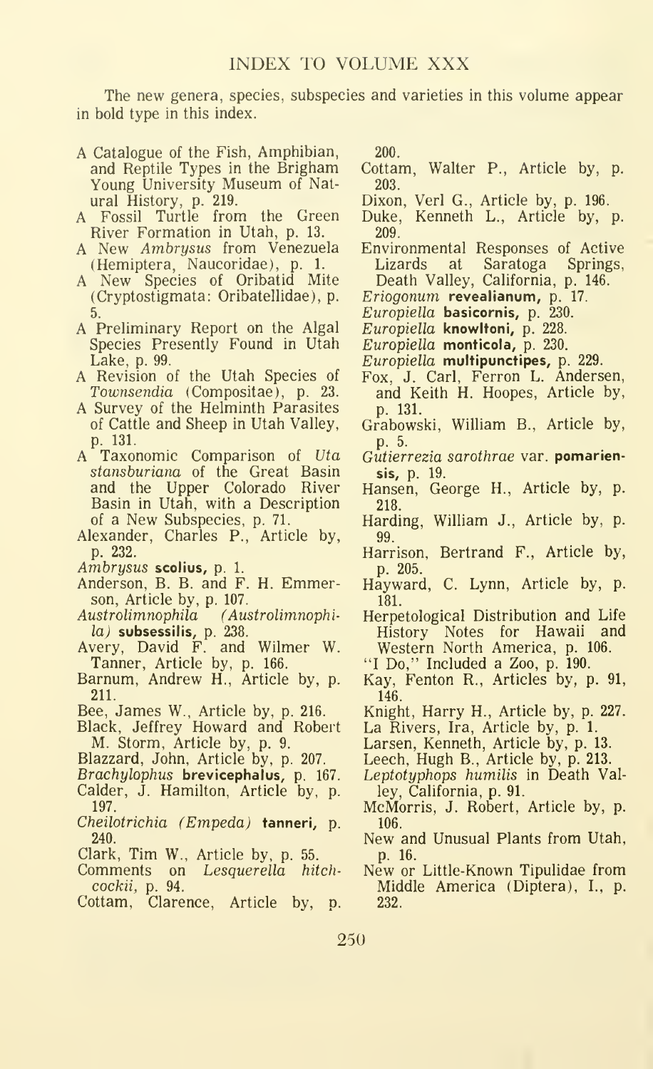# INDEX TO VOLUME XXX

The new genera, species, subspecies and varieties in this volume appear in bold type in this index.

A Catalogue of the Fish, Amphibian, and Reptile Types in the Brigham Young University Museum of Natural History, p. 219.

A Fossil Turtle from the Green River Formation in Utah, p. 13.

A New *Ambrysus* from Venezuela (Hemiptera, Naucoridae), p. 1.

A New Species of Oribatid Mite (Cryptostigmata: Oribatellidae), p. 5.

A Preliminary Report on the Algal Species Presently Found in Utah Lake, p. 99.

A Revision of the Utah Species of *Townsendia* (Compositae), p. 23.

A Survey of the Helminth Parasites of Cattle and Sheep in Utah Valley, p. 131.

A Taxonomic Comparison of *Uta stansburiana* of the Great Basin and the Upper Colorado River Basin in Utah, with a Description of a New Subspecies, p. 71.

Alexander, Charles P., Article by, p. 232.

*Ambrysus* **scolius,** p. 1.

Anderson, B. B. and F. H. Emmerson, Article by, p. 107.

*Austrolimnophila (Austrolimnophila)* **subsessilis,** p. 238.

Avery, David F. and Wilmer W. Tanner, Article by, p. 166.

Barnum, Andrew H., Article by, p. 211.

Bee, James W., Article by, p. 216.

Black, Jeffrey Howard and Robert M. Storm, Article by, p. 9.

Blazzard, John, Article by, p. 207.

*Brachylophus* **brevicephalus,** p. 167.

Calder, J. Hamilton, Article by, p. 197.

*Cheilotrichia (Empeda)* **tanneri,** p. 240.

Clark, Tim W., Article by, p. 55.

Comments on *Lesquerella hitchcockii*, p. 94.

Cottam, Clarence, Article by, p. 200.

Cottam, Walter P., Article by, p. 203.

Dixon, Verl G., Article by, p. 196.

Duke, Kenneth L., Article by, p. 209.

Environmental Responses of Active Lizards at Saratoga Springs, Death Valley, California, p. 146.

*Eriogonum* **revealianum,** p. 17.

*Europiella* **basicornis,** p. 230.

*Europiella* **knowltoni,** p. 228.

*Europiella* **monticola,** p. 230.

*Europiella* **multipunctipes,** p. 229.

Fox, J. Carl, Ferron L. Andersen, and Keith H. Hoopes, Article by, p. 131.

Grabowski, William B., Article by, p. 5.

*Gutierrezia sarothrae* var. **pomariensis,** p. 19.

Hansen, George H., Article by, p. 218.

Harding, William J., Article by, p. 99.

Harrison, Bertrand F., Article by, p. 205.

Hayward, C. Lynn, Article by, p. 181.

Herpetological Distribution and Life History Notes for Hawaii and Western North America, p. 106.

"I Do," Included a Zoo, p. 190.

Kay, Fenton R., Articles by, p. 91, 146.

Knight, Harry H., Article by, p. 227.

La Rivers, Ira, Article by, p. 1.

Larsen, Kenneth, Article by, p. 13.

Leech, Hugh B., Article by, p. 213.

*Leptotyphops humilis* in Death Valley, California, p. 91.

McMorris, J. Robert, Article by, p. 106.

New and Unusual Plants from Utah, p. 16.

New or Little-Known Tipulidae from Middle America (Diptera), I., p. 232.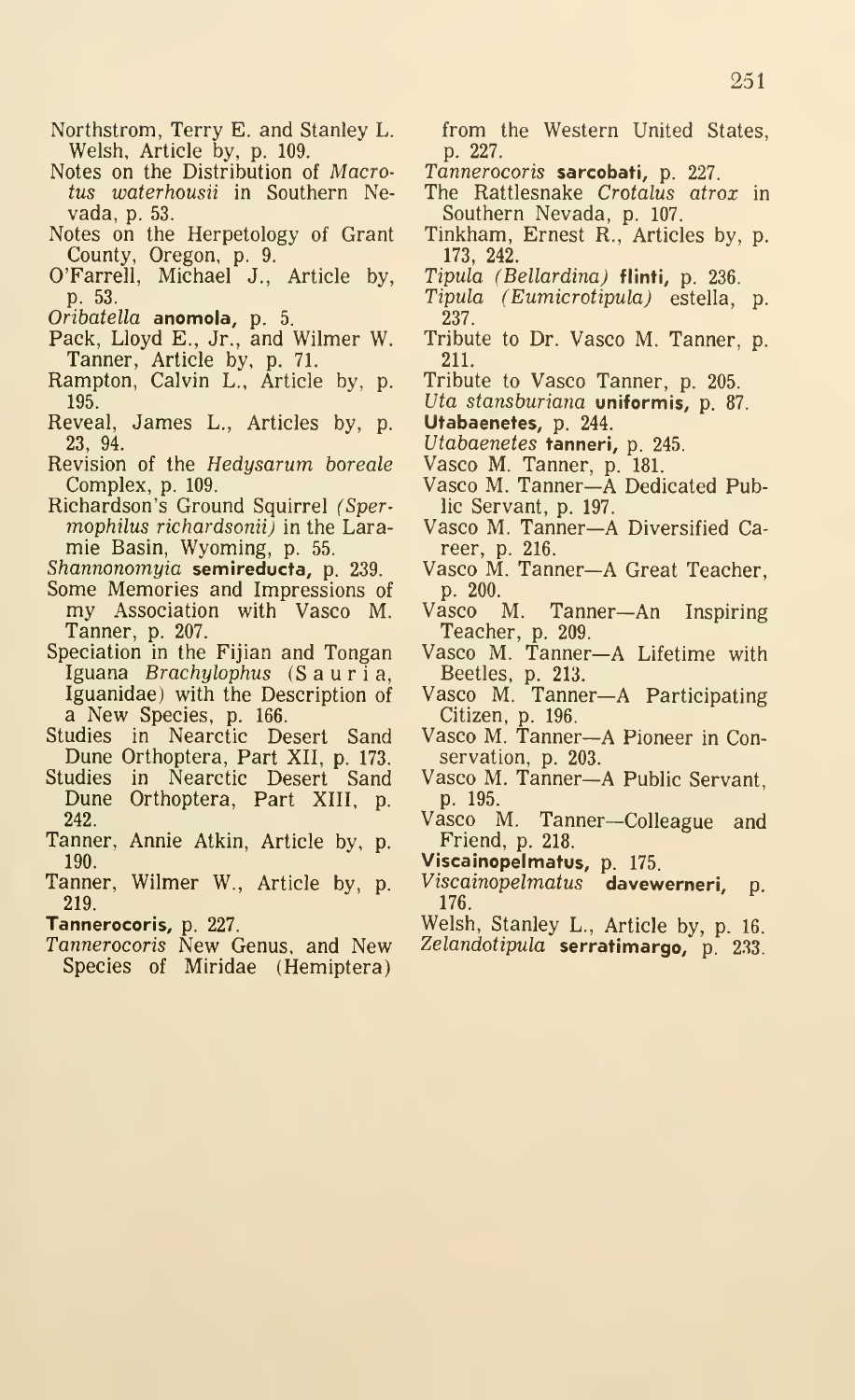Northstrom, Terry E. and Stanley L. Welsh, Article by, p. 109.

Notes on the Distribution of *Macrotus waterhousii* in Southern Nevada, p. 53.

Notes on the Herpetology of Grant County, Oregon, p. 9.

O'Farrell, Michael J., Article by, p. 53.

*Oribatella* **anomola,** p. 5.

Pack, Lloyd E., Jr., and Wilmer W. Tanner, Article by, p. 71.

Rampton, Calvin L., Article by, p. 195.

Reveal, James L., Articles by, p. 23, 94.

Revision of the *Hedysarum boreale* Complex, p. 109.

Richardson's Ground Squirrel *(Spermophilus richardsonii)* in the Laramie Basin, Wyoming, p. 55.

*Shannonomyia* **semireducta,** p. 239.

Some Memories and Impressions of my Association with Vasco M. Tanner, p. 207.

Speciation in the Fijian and Tongan Iguana *Brachylophus* (Sauria, Iguanidae) with the Description of a New Species, p. 166.

Studies in Nearctic Desert Sand Dune Orthoptera, Part XII, p. 173.

Studies in Nearctic Desert Sand Dune Orthoptera, Part XIII, p. 242.

Tanner, Annie Atkin, Article by, p. 190.

Tanner, Wilmer W., Article by, p. 219.

**Tannerocoris,** p. 227.

*Tannerocoris* New Genus, and New Species of Miridae (Hemiptera) from the Western United States, p. 227.

*Tannerocoris* **sarcobati,** p. 227.

The Rattlesnake *Crotalus atrox* in Southern Nevada, p. 107.

Tinkham, Ernest R., Articles by, p. 173, 242.

*Tipula (Bellardina)* **flinti,** p. 236.

*Tipula (Eumicrotipula)* estella, p. 237.

Tribute to Dr. Vasco M. Tanner, p. 211.

Tribute to Vasco Tanner, p. 205.

*Uta stansburiana* **uniformis,** p. 87.

**Utabaenetes,** p. 244.

*Utabaenetes* **tanneri,** p. 245.

Vasco M. Tanner, p. 181.

Vasco M. Tanner—A Dedicated Public Servant, p. 197.

Vasco M. Tanner—A Diversified Career, p. 216.

Vasco M. Tanner—A Great Teacher, p. 200.

Vasco M. Tanner—An Inspiring Teacher, p. 209.

Vasco M. Tanner—A Lifetime with Beetles, p. 213.

Vasco M. Tanner—A Participating Citizen, p. 196.

Vasco M. Tanner—A Pioneer in Conservation, p. 203.

Vasco M. Tanner—A Public Servant, p. 195.

Vasco M. Tanner—Colleague and Friend, p. 218.

**Viscainopelmatus,** p. 175.

*Viscainopelmatus* **davewerneri,** p. 176.

Welsh, Stanley L., Article by, p. 16.

*Zelandotipula* **serratimargo,** p. 233.